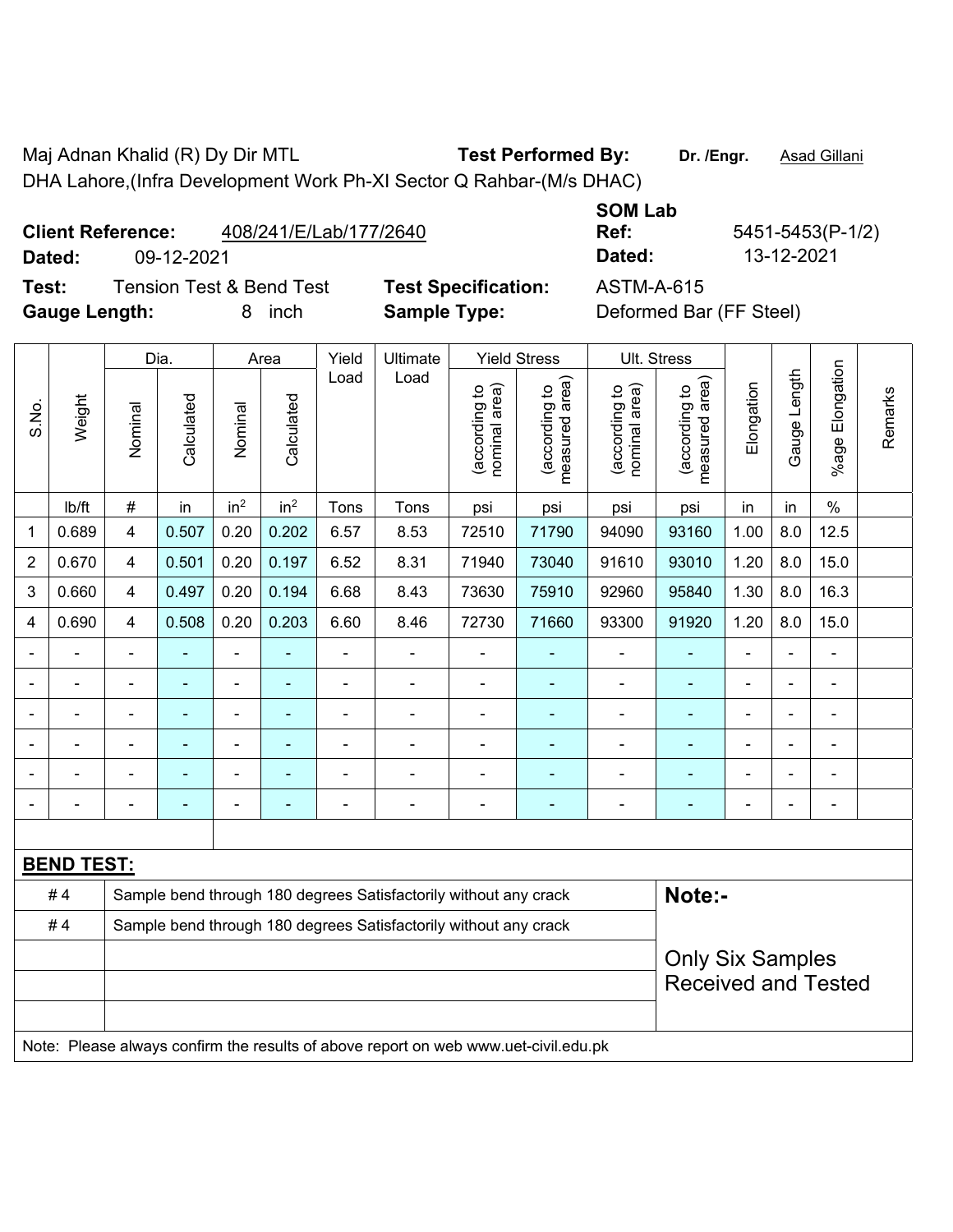Maj Adnan Khalid (R) Dy Dir MTL **Test Performed By:** **Dr. /Engr.** Asad Gillani

DHA Lahore,(Infra Development Work Ph-XI Sector Q Rahbar-(M/s DHAC)

**Client Reference:** 408/241/E/Lab/177/2640 **SOM Lab Ref:** 5451-5453(P-1/2)

**Dated:** 09-12-2021 **Dated:** 13-12-2021

**Test:** Tension Test & Bend Test **Test Specification:** ASTM-A-615

**Gauge Length:** 8 inch **Sample Type:** Deformed Bar (FF Steel)

| S.No. | Weight | Dia. | | Area | | Yield Load | Ultimate Load | Yield Stress | | Ult. Stress | | Elongation | Gauge Length | %age Elongation | Remarks |
|---|---|---|---|---|---|---|---|---|---|---|---|---|---|---|---|
| | | Nominal | Calculated | Nominal | Calculated | | | (according to nominal area) | (according to measured area) | (according to nominal area) | (according to measured area) | | | | |
| | lb/ft | # | in | $in^2$ | $in^2$ | Tons | Tons | psi | psi | psi | psi | in | in | % | |
| 1 | 0.689 | 4 | 0.507 | 0.20 | 0.202 | 6.57 | 8.53 | 72510 | 71790 | 94090 | 93160 | 1.00 | 8.0 | 12.5 | |
| 2 | 0.670 | 4 | 0.501 | 0.20 | 0.197 | 6.52 | 8.31 | 71940 | 73040 | 91610 | 93010 | 1.20 | 8.0 | 15.0 | |
| 3 | 0.660 | 4 | 0.497 | 0.20 | 0.194 | 6.68 | 8.43 | 73630 | 75910 | 92960 | 95840 | 1.30 | 8.0 | 16.3 | |
| 4 | 0.690 | 4 | 0.508 | 0.20 | 0.203 | 6.60 | 8.46 | 72730 | 71660 | 93300 | 91920 | 1.20 | 8.0 | 15.0 | |
| - | - | - | - | - | - | - | - | - | - | - | - | - | - | - | |
| - | - | - | - | - | - | - | - | - | - | - | - | - | - | - | |
| - | - | - | - | - | - | - | - | - | - | - | - | - | - | - | |
| - | - | - | - | - | - | - | - | - | - | - | - | - | - | - | |
| - | - | - | - | - | - | - | - | - | - | - | - | - | - | - | |
| - | - | - | - | - | - | - | - | - | - | - | - | - | - | - | |

**BEND TEST:**

| | | |
|---|---|---|
| # 4 | Sample bend through 180 degrees Satisfactorily without any crack | **Note:-** |
| # 4 | Sample bend through 180 degrees Satisfactorily without any crack | Only Six Samples Received and Tested |

Note: Please always confirm the results of above report on web www.uet-civil.edu.pk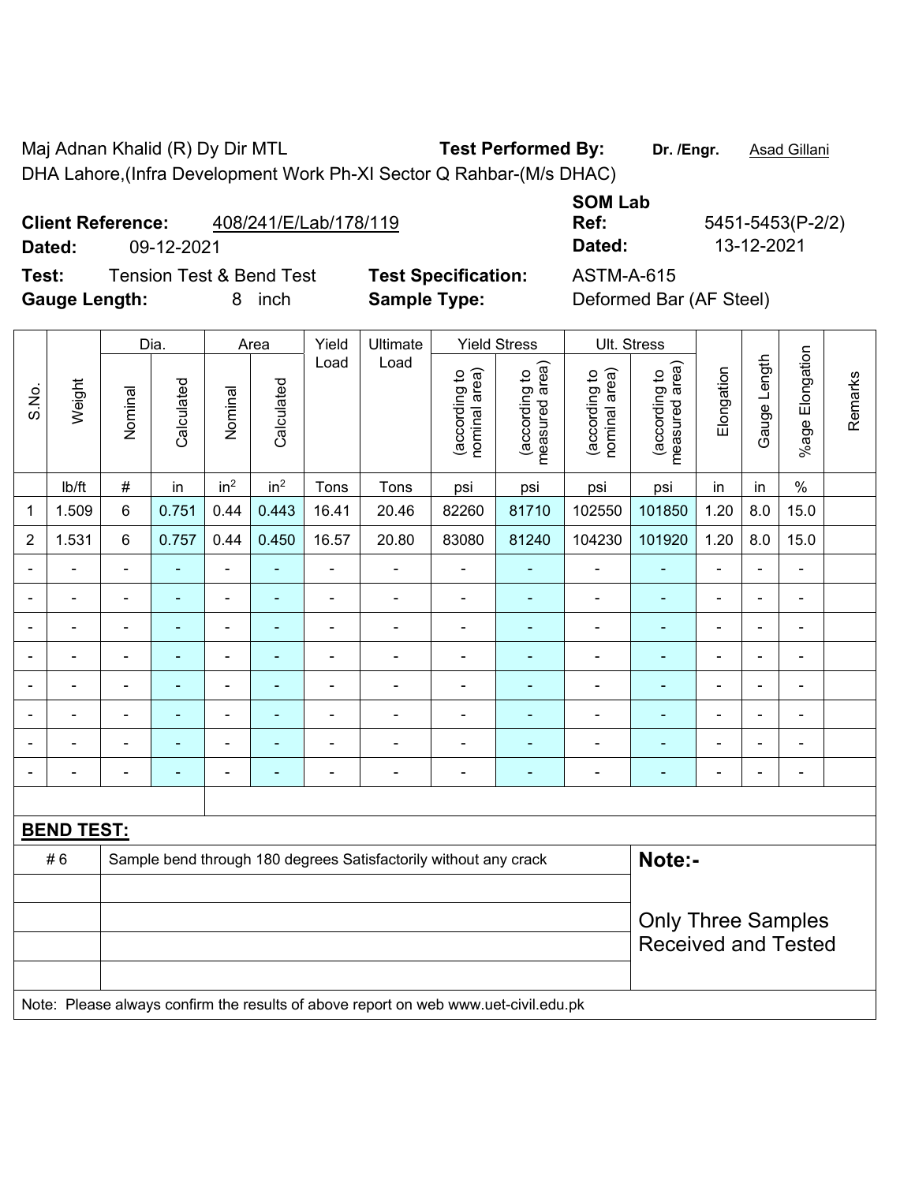Maj Adnan Khalid (R) Dy Dir MTL **Test Performed By:** **Dr. /Engr.** Asad Gillani

DHA Lahore,(Infra Development Work Ph-XI Sector Q Rahbar-(M/s DHAC)

**Client Reference:** 408/241/E/Lab/178/119 **SOM Lab Ref:** 5451-5453(P-2/2)

**Dated:** 09-12-2021 **Dated:** 13-12-2021

**Test:** Tension Test & Bend Test **Test Specification:** ASTM-A-615

**Gauge Length:** 8 inch **Sample Type:** Deformed Bar (AF Steel)

| S.No. | Weight | Dia. | | Area | | Yield Load | Ultimate Load | Yield Stress | | Ult. Stress | | Elongation | Gauge Length | %age Elongation | Remarks |
|---|---|---|---|---|---|---|---|---|---|---|---|---|---|---|---|
| | | Nominal | Calculated | Nominal | Calculated | | | (according to nominal area) | (according to measured area) | (according to nominal area) | (according to measured area) | | | | |
| | lb/ft | # | in | $in^2$ | $in^2$ | Tons | Tons | psi | psi | psi | psi | in | in | % | |
| 1 | 1.509 | 6 | 0.751 | 0.44 | 0.443 | 16.41 | 20.46 | 82260 | 81710 | 102550 | 101850 | 1.20 | 8.0 | 15.0 | |
| 2 | 1.531 | 6 | 0.757 | 0.44 | 0.450 | 16.57 | 20.80 | 83080 | 81240 | 104230 | 101920 | 1.20 | 8.0 | 15.0 | |
| - | - | - | - | - | - | - | - | - | - | - | - | - | - | - | |
| - | - | - | - | - | - | - | - | - | - | - | - | - | - | - | |
| - | - | - | - | - | - | - | - | - | - | - | - | - | - | - | |
| - | - | - | - | - | - | - | - | - | - | - | - | - | - | - | |
| - | - | - | - | - | - | - | - | - | - | - | - | - | - | - | |
| - | - | - | - | - | - | - | - | - | - | - | - | - | - | - | |
| - | - | - | - | - | - | - | - | - | - | - | - | - | - | - | |
| - | - | - | - | - | - | - | - | - | - | - | - | - | - | - | |

**BEND TEST:**

| | | |
|---|---|---|
| # 6 | Sample bend through 180 degrees Satisfactorily without any crack | **Note:-** Only Three Samples Received and Tested |

Note: Please always confirm the results of above report on web www.uet-civil.edu.pk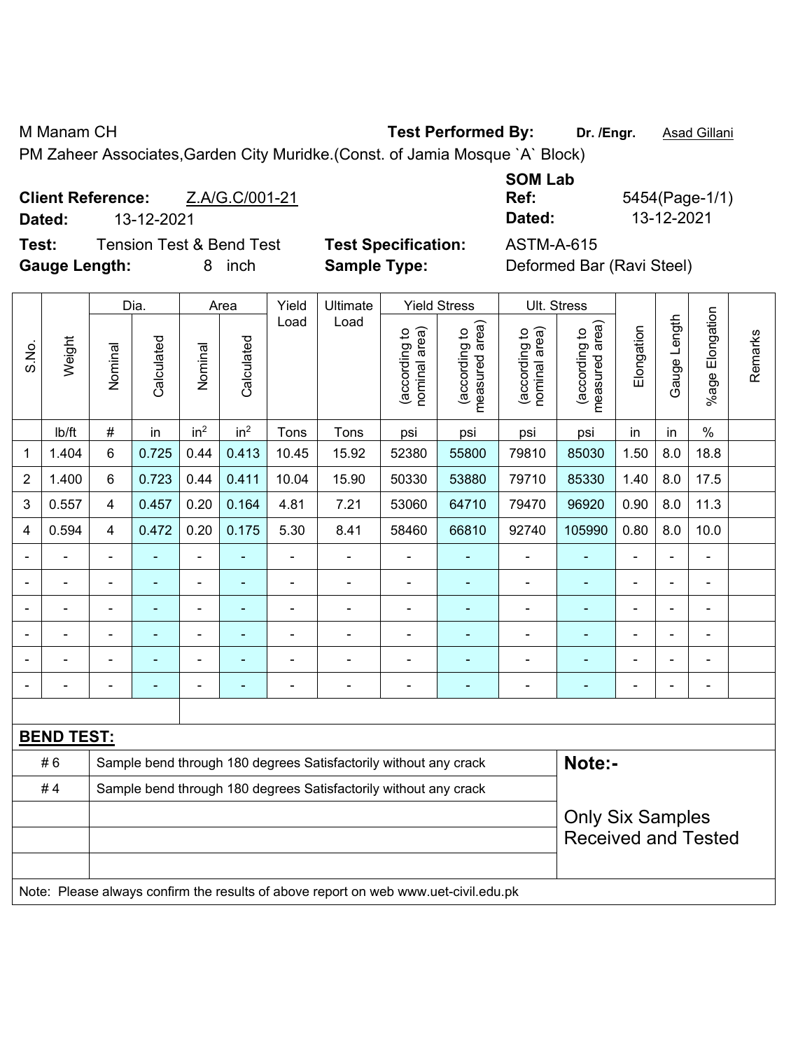M Manam CH

**Test Performed By:** **Dr. /Engr.** Asad Gillani

PM Zaheer Associates,Garden City Muridke.(Const. of Jamia Mosque `A` Block)

**Client Reference:** Z.A/G.C/001-21

**Dated:** 13-12-2021

**SOM Lab Ref:** 5454(Page-1/1)

**Dated:** 13-12-2021

**Test:** Tension Test & Bend Test

**Test Specification:** ASTM-A-615

**Gauge Length:** 8 inch

**Sample Type:** Deformed Bar (Ravi Steel)

| S.No. | Weight | Dia. | | Area | | Yield Load | Ultimate Load | Yield Stress | | Ult. Stress | | Elongation | Gauge Length | %age Elongation | Remarks |
|---|---|---|---|---|---|---|---|---|---|---|---|---|---|---|---|
| | | Nominal | Calculated | Nominal | Calculated | | | (according to nominal area) | (according to measured area) | (according to nominal area) | (according to measured area) | | | | |
| | lb/ft | # | in | $in^2$ | $in^2$ | Tons | Tons | psi | psi | psi | psi | in | in | % | |
| 1 | 1.404 | 6 | 0.725 | 0.44 | 0.413 | 10.45 | 15.92 | 52380 | 55800 | 79810 | 85030 | 1.50 | 8.0 | 18.8 | |
| 2 | 1.400 | 6 | 0.723 | 0.44 | 0.411 | 10.04 | 15.90 | 50330 | 53880 | 79710 | 85330 | 1.40 | 8.0 | 17.5 | |
| 3 | 0.557 | 4 | 0.457 | 0.20 | 0.164 | 4.81 | 7.21 | 53060 | 64710 | 79470 | 96920 | 0.90 | 8.0 | 11.3 | |
| 4 | 0.594 | 4 | 0.472 | 0.20 | 0.175 | 5.30 | 8.41 | 58460 | 66810 | 92740 | 105990 | 0.80 | 8.0 | 10.0 | |
| - | - | - | - | - | - | - | - | - | - | - | - | - | - | - | |
| - | - | - | - | - | - | - | - | - | - | - | - | - | - | - | |
| - | - | - | - | - | - | - | - | - | - | - | - | - | - | - | |
| - | - | - | - | - | - | - | - | - | - | - | - | - | - | - | |
| - | - | - | - | - | - | - | - | - | - | - | - | - | - | - | |
| - | - | - | - | - | - | - | - | - | - | - | - | - | - | - | |

**BEND TEST:**

| | |
|---|---|
| # 6 | Sample bend through 180 degrees Satisfactorily without any crack |
| # 4 | Sample bend through 180 degrees Satisfactorily without any crack |

**Note:-**

Only Six Samples Received and Tested

Note: Please always confirm the results of above report on web www.uet-civil.edu.pk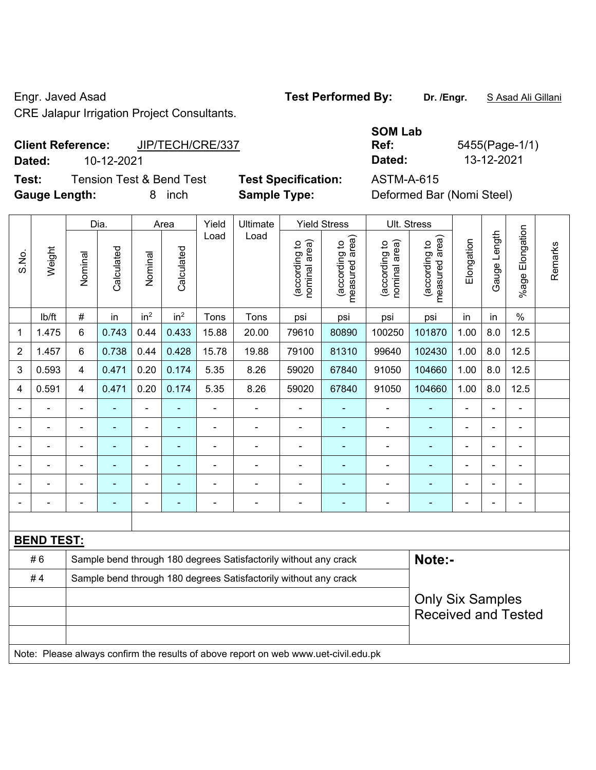Engr. Javed Asad

CRE Jalapur Irrigation Project Consultants.

**Test Performed By:** **Dr. /Engr.** S Asad Ali Gillani

**Client Reference:** JIP/TECH/CRE/337

**Dated:** 10-12-2021

**SOM Lab Ref:** 5455(Page-1/1)

**Dated:** 13-12-2021

**Test:** Tension Test & Bend Test

**Test Specification:** ASTM-A-615

**Gauge Length:** 8 inch

**Sample Type:** Deformed Bar (Nomi Steel)

| S.No. | Weight | Dia. | | Area | | Yield Load | Ultimate Load | Yield Stress | | Ult. Stress | | Elongation | Gauge Length | %age Elongation | Remarks |
|---|---|---|---|---|---|---|---|---|---|---|---|---|---|---|---|
| | | Nominal | Calculated | Nominal | Calculated | | | (according to nominal area) | (according to measured area) | (according to nominal area) | (according to measured area) | | | | |
| | lb/ft | # | in | in² | in² | Tons | Tons | psi | psi | psi | psi | in | in | % | |
| 1 | 1.475 | 6 | 0.743 | 0.44 | 0.433 | 15.88 | 20.00 | 79610 | 80890 | 100250 | 101870 | 1.00 | 8.0 | 12.5 | |
| 2 | 1.457 | 6 | 0.738 | 0.44 | 0.428 | 15.78 | 19.88 | 79100 | 81310 | 99640 | 102430 | 1.00 | 8.0 | 12.5 | |
| 3 | 0.593 | 4 | 0.471 | 0.20 | 0.174 | 5.35 | 8.26 | 59020 | 67840 | 91050 | 104660 | 1.00 | 8.0 | 12.5 | |
| 4 | 0.591 | 4 | 0.471 | 0.20 | 0.174 | 5.35 | 8.26 | 59020 | 67840 | 91050 | 104660 | 1.00 | 8.0 | 12.5 | |
| - | - | - | - | - | - | - | - | - | - | - | - | - | - | - | |
| - | - | - | - | - | - | - | - | - | - | - | - | - | - | - | |
| - | - | - | - | - | - | - | - | - | - | - | - | - | - | - | |
| - | - | - | - | - | - | - | - | - | - | - | - | - | - | - | |
| - | - | - | - | - | - | - | - | - | - | - | - | - | - | - | |
| - | - | - | - | - | - | - | - | - | - | - | - | - | - | - | |

**BEND TEST:**

| | |
|---|---|
| # 6 | Sample bend through 180 degrees Satisfactorily without any crack |
| # 4 | Sample bend through 180 degrees Satisfactorily without any crack |

**Note:-**

Only Six Samples Received and Tested

Note: Please always confirm the results of above report on web www.uet-civil.edu.pk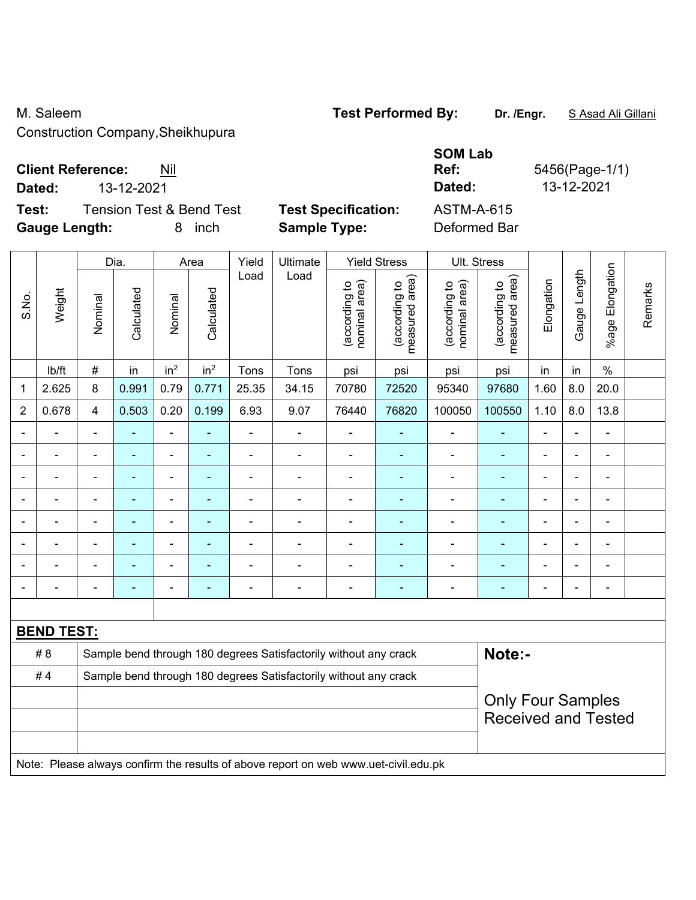M. Saleem
Construction Company,Sheikhupura

**Test Performed By:** **Dr. /Engr.** S Asad Ali Gillani

**Client Reference:** Nil
**Dated:** 13-12-2021

**SOM Lab Ref:** 5456(Page-1/1)
**Dated:** 13-12-2021

**Test:** Tension Test & Bend Test
**Gauge Length:** 8 inch

**Test Specification:** ASTM-A-615
**Sample Type:** Deformed Bar

| S.No. | Weight | Dia. | | Area | | Yield Load | Ultimate Load | Yield Stress | | Ult. Stress | | Elongation | Gauge Length | %age Elongation | Remarks |
|---|---|---|---|---|---|---|---|---|---|---|---|---|---|---|---|
| | | Nominal | Calculated | Nominal | Calculated | | | (according to nominal area) | (according to measured area) | (according to nominal area) | (according to measured area) | | | | |
| | lb/ft | # | in | $in^2$ | $in^2$ | Tons | Tons | psi | psi | psi | psi | in | in | % | |
| 1 | 2.625 | 8 | 0.991 | 0.79 | 0.771 | 25.35 | 34.15 | 70780 | 72520 | 95340 | 97680 | 1.60 | 8.0 | 20.0 | |
| 2 | 0.678 | 4 | 0.503 | 0.20 | 0.199 | 6.93 | 9.07 | 76440 | 76820 | 100050 | 100550 | 1.10 | 8.0 | 13.8 | |
| - | - | - | - | - | - | - | - | - | - | - | - | - | - | - | |
| - | - | - | - | - | - | - | - | - | - | - | - | - | - | - | |
| - | - | - | - | - | - | - | - | - | - | - | - | - | - | - | |
| - | - | - | - | - | - | - | - | - | - | - | - | - | - | - | |
| - | - | - | - | - | - | - | - | - | - | - | - | - | - | - | |
| - | - | - | - | - | - | - | - | - | - | - | - | - | - | - | |
| - | - | - | - | - | - | - | - | - | - | - | - | - | - | - | |
| - | - | - | - | - | - | - | - | - | - | - | - | - | - | - | |

**BEND TEST:**

| | |
|---|---|
| # 8 | Sample bend through 180 degrees Satisfactorily without any crack |
| # 4 | Sample bend through 180 degrees Satisfactorily without any crack |

**Note:-**

Only Four Samples Received and Tested

Note: Please always confirm the results of above report on web www.uet-civil.edu.pk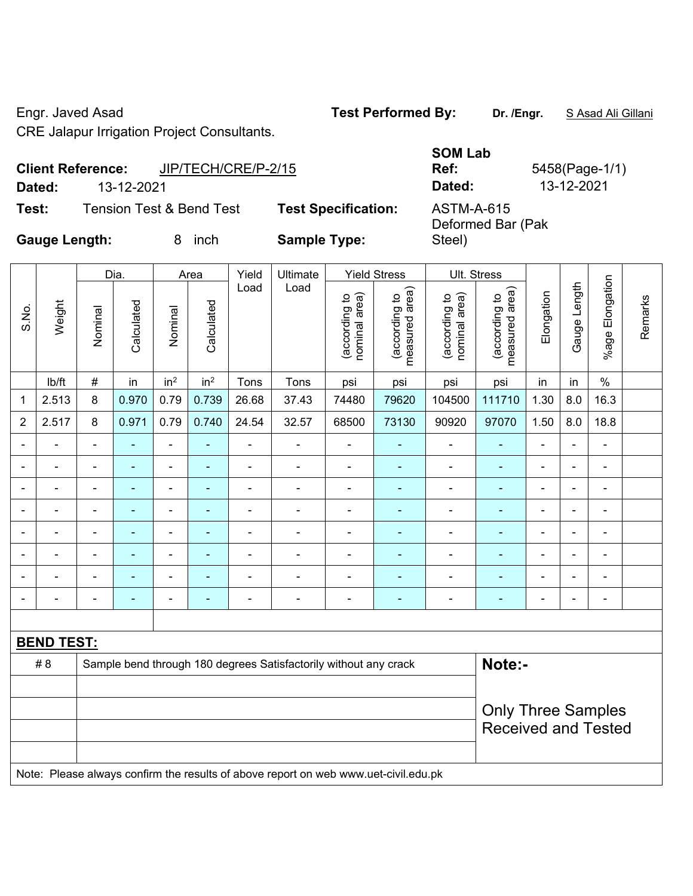Engr. Javed Asad

CRE Jalapur Irrigation Project Consultants.

**Test Performed By:** **Dr. /Engr.** S Asad Ali Gillani

**Client Reference:** JIP/TECH/CRE/P-2/15

**Dated:** 13-12-2021

**SOM Lab Ref:** 5458(Page-1/1)

**Dated:** 13-12-2021

**Test:** Tension Test & Bend Test

**Test Specification:** ASTM-A-615

**Gauge Length:** 8 inch

**Sample Type:** Deformed Bar (Pak Steel)

| S.No. | Weight | Dia. | | Area | | Yield Load | Ultimate Load | Yield Stress | | Ult. Stress | | Elongation | Gauge Length | %age Elongation | Remarks |
|---|---|---|---|---|---|---|---|---|---|---|---|---|---|---|---|
| | | Nominal | Calculated | Nominal | Calculated | | | (according to nominal area) | (according to measured area) | (according to nominal area) | (according to measured area) | | | | |
| | lb/ft | # | in | in² | in² | Tons | Tons | psi | psi | psi | psi | in | in | % | |
| 1 | 2.513 | 8 | 0.970 | 0.79 | 0.739 | 26.68 | 37.43 | 74480 | 79620 | 104500 | 111710 | 1.30 | 8.0 | 16.3 | |
| 2 | 2.517 | 8 | 0.971 | 0.79 | 0.740 | 24.54 | 32.57 | 68500 | 73130 | 90920 | 97070 | 1.50 | 8.0 | 18.8 | |
| - | - | - | - | - | - | - | - | - | - | - | - | - | - | - | |
| - | - | - | - | - | - | - | - | - | - | - | - | - | - | - | |
| - | - | - | - | - | - | - | - | - | - | - | - | - | - | - | |
| - | - | - | - | - | - | - | - | - | - | - | - | - | - | - | |
| - | - | - | - | - | - | - | - | - | - | - | - | - | - | - | |
| - | - | - | - | - | - | - | - | - | - | - | - | - | - | - | |
| - | - | - | - | - | - | - | - | - | - | - | - | - | - | - | |
| - | - | - | - | - | - | - | - | - | - | - | - | - | - | - | |

**BEND TEST:**

| | | |
|---|---|---|
| # 8 | Sample bend through 180 degrees Satisfactorily without any crack | **Note:-** |
| | | Only Three Samples Received and Tested |

Note: Please always confirm the results of above report on web www.uet-civil.edu.pk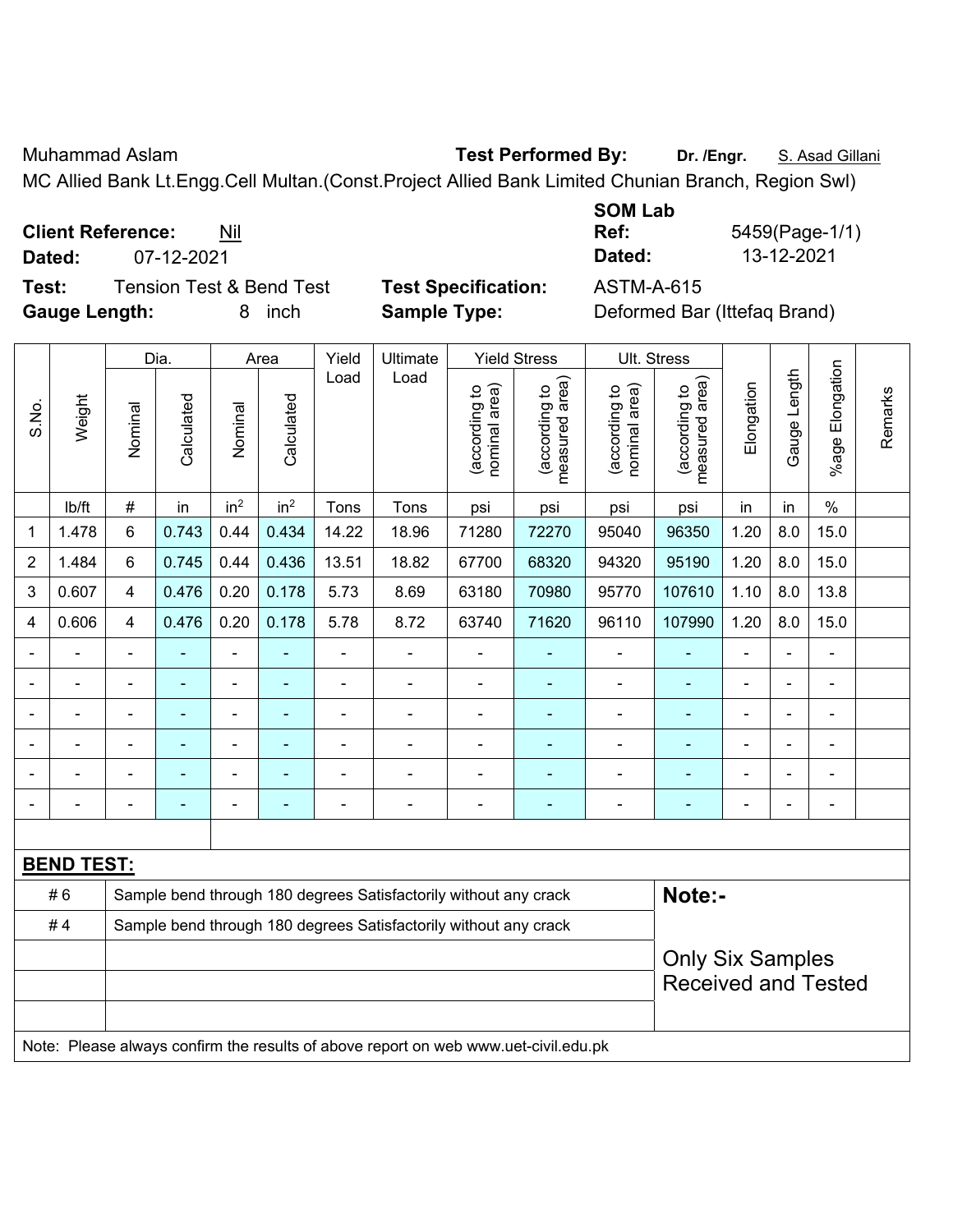Muhammad Aslam **Test Performed By:** **Dr. /Engr.** S. Asad Gillani

MC Allied Bank Lt.Engg.Cell Multan.(Const.Project Allied Bank Limited Chunian Branch, Region Swl)

**Client Reference:** Nil

**Dated:** 07-12-2021

**SOM Lab Ref:** 5459(Page-1/1)

**Dated:** 13-12-2021

**Test:** Tension Test & Bend Test

**Test Specification:** ASTM-A-615

**Gauge Length:** 8 inch

**Sample Type:** Deformed Bar (Ittefaq Brand)

| S.No. | Weight | Dia. | | Area | | Yield Load | Ultimate Load | Yield Stress | | Ult. Stress | | Elongation | Gauge Length | %age Elongation | Remarks |
|---|---|---|---|---|---|---|---|---|---|---|---|---|---|---|---|
| | | Nominal | Calculated | Nominal | Calculated | | | (according to nominal area) | (according to measured area) | (according to nominal area) | (according to measured area) | | | | |
| | lb/ft | # | in | $in^2$ | $in^2$ | Tons | Tons | psi | psi | psi | psi | in | in | % | |
| 1 | 1.478 | 6 | 0.743 | 0.44 | 0.434 | 14.22 | 18.96 | 71280 | 72270 | 95040 | 96350 | 1.20 | 8.0 | 15.0 | |
| 2 | 1.484 | 6 | 0.745 | 0.44 | 0.436 | 13.51 | 18.82 | 67700 | 68320 | 94320 | 95190 | 1.20 | 8.0 | 15.0 | |
| 3 | 0.607 | 4 | 0.476 | 0.20 | 0.178 | 5.73 | 8.69 | 63180 | 70980 | 95770 | 107610 | 1.10 | 8.0 | 13.8 | |
| 4 | 0.606 | 4 | 0.476 | 0.20 | 0.178 | 5.78 | 8.72 | 63740 | 71620 | 96110 | 107990 | 1.20 | 8.0 | 15.0 | |
| - | - | - | - | - | - | - | - | - | - | - | - | - | - | - | |
| - | - | - | - | - | - | - | - | - | - | - | - | - | - | - | |
| - | - | - | - | - | - | - | - | - | - | - | - | - | - | - | |
| - | - | - | - | - | - | - | - | - | - | - | - | - | - | - | |
| - | - | - | - | - | - | - | - | - | - | - | - | - | - | - | |
| - | - | - | - | - | - | - | - | - | - | - | - | - | - | - | |

**BEND TEST:**

| | | |
|---|---|---|
| # 6 | Sample bend through 180 degrees Satisfactorily without any crack | **Note:-** |
| # 4 | Sample bend through 180 degrees Satisfactorily without any crack | |
| | | Only Six Samples Received and Tested |

Note: Please always confirm the results of above report on web www.uet-civil.edu.pk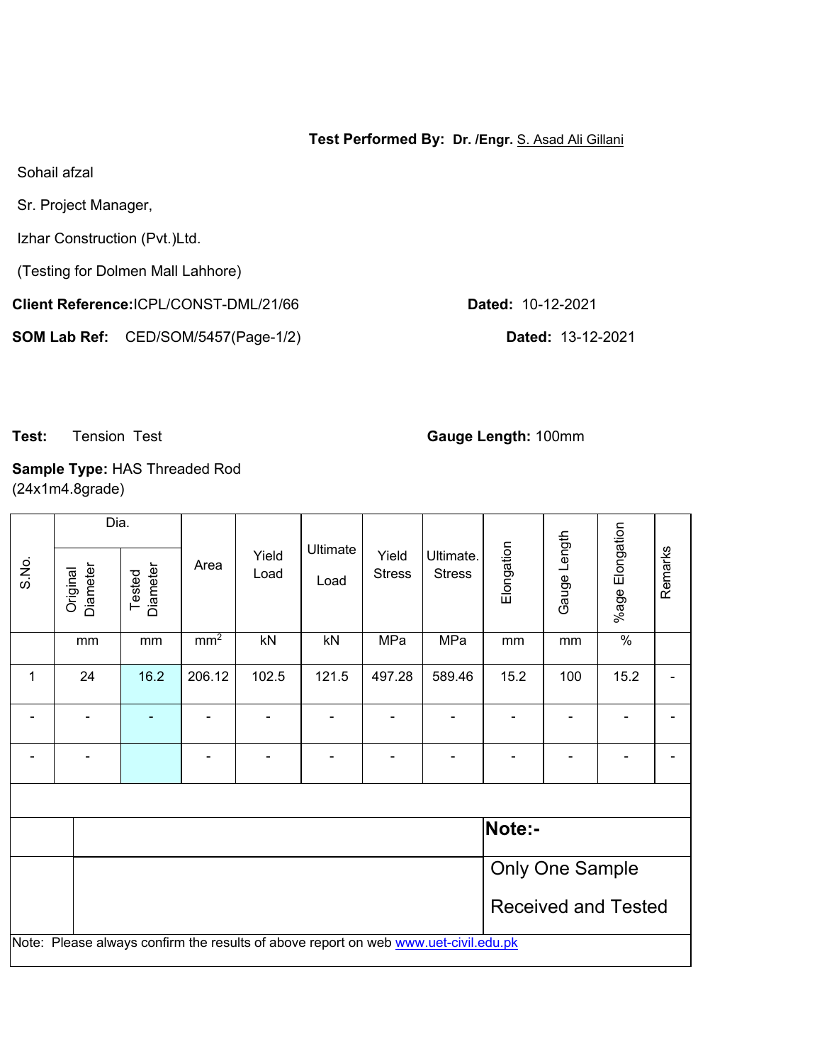**Test Performed By:** **Dr. /Engr.** S. Asad Ali Gillani

Sohail afzal

Sr. Project Manager,

Izhar Construction (Pvt.)Ltd.

(Testing for Dolmen Mall Lahhore)

**Client Reference:**ICPL/CONST-DML/21/66 **Dated:** 10-12-2021

**SOM Lab Ref:** CED/SOM/5457(Page-1/2) **Dated:** 13-12-2021

**Test:** Tension Test **Gauge Length:** 100mm

**Sample Type:** HAS Threaded Rod (24x1m4.8grade)

| S.No. | Dia. | | Area | Yield Load | Ultimate Load | Yield Stress | Ultimate. Stress | Elongation | Gauge Length | %age Elongation | Remarks |
|---|---|---|---|---|---|---|---|---|---|---|---|
| | Original Diameter | Tested Diameter | | | | | | | | | |
| | mm | mm | $mm^2$ | kN | kN | MPa | MPa | mm | mm | % | |
| 1 | 24 | 16.2 | 206.12 | 102.5 | 121.5 | 497.28 | 589.46 | 15.2 | 100 | 15.2 | - |
| - | - | - | - | - | - | - | - | - | - | - | - |
| - | - | | - | - | - | - | - | - | - | - | - |

**Note:-**

Only One Sample Received and Tested

Note: Please always confirm the results of above report on web www.uet-civil.edu.pk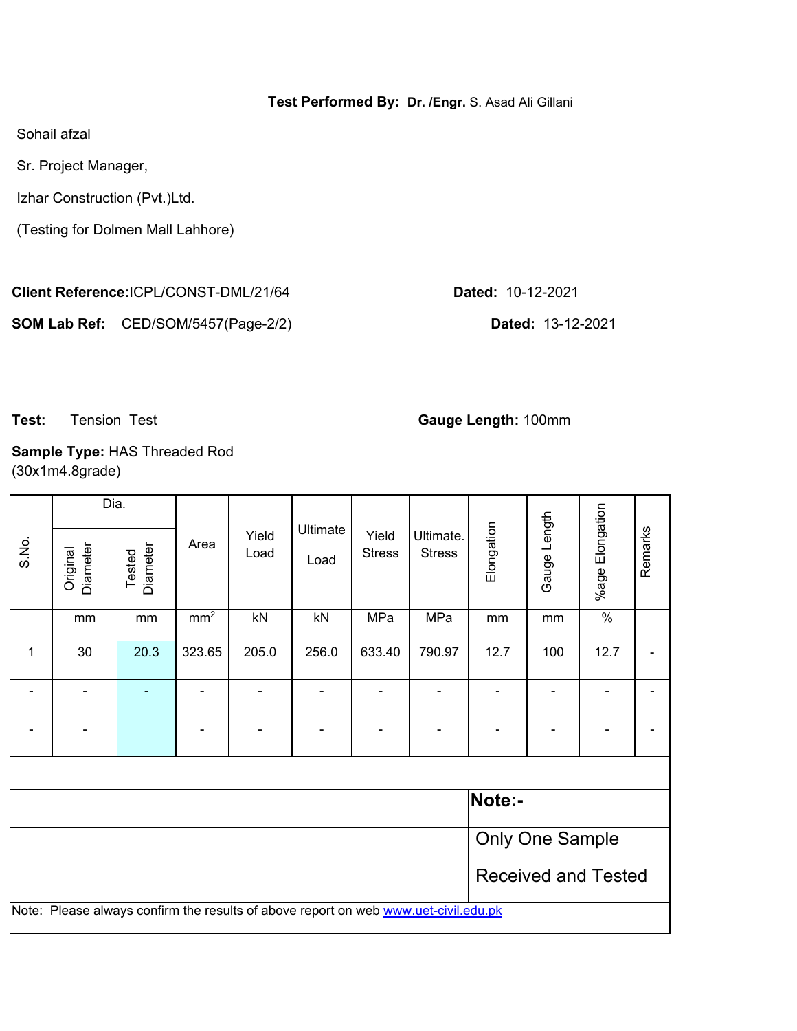**Test Performed By:** **Dr. /Engr.** S. Asad Ali Gillani

Sohail afzal

Sr. Project Manager,

Izhar Construction (Pvt.)Ltd.

(Testing for Dolmen Mall Lahhore)

**Client Reference:**ICPL/CONST-DML/21/64 **Dated:** 10-12-2021

**SOM Lab Ref:** CED/SOM/5457(Page-2/2) **Dated:** 13-12-2021

**Test:** Tension Test **Gauge Length:** 100mm

**Sample Type:** HAS Threaded Rod (30x1m4.8grade)

| S.No. | Dia. | | Area | Yield Load | Ultimate Load | Yield Stress | Ultimate. Stress | Elongation | Gauge Length | %age Elongation | Remarks |
|---|---|---|---|---|---|---|---|---|---|---|---|
| | Original Diameter | Tested Diameter | | | | | | | | | |
| | mm | mm | $mm^2$ | kN | kN | MPa | MPa | mm | mm | % | |
| 1 | 30 | 20.3 | 323.65 | 205.0 | 256.0 | 633.40 | 790.97 | 12.7 | 100 | 12.7 | - |
| - | - | - | - | - | - | - | - | - | - | - | - |
| - | - | | - | - | - | - | - | - | - | - | - |

**Note:-**

Only One Sample Received and Tested

Note: Please always confirm the results of above report on web www.uet-civil.edu.pk